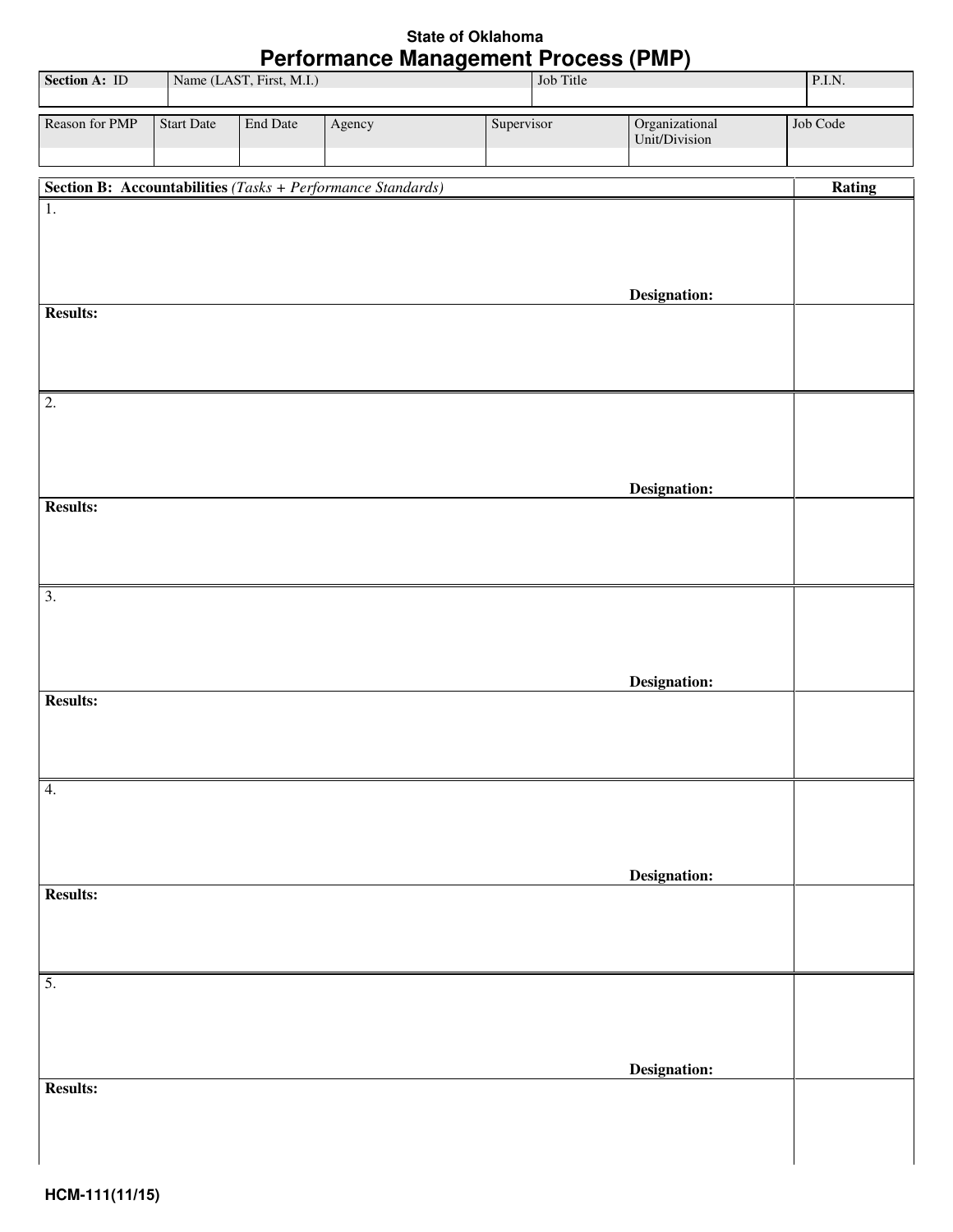State of Oklahoma

# Performance Management Process (PMP)

| Section A: ID | Name (LAST, First, M.I.) | Job Title | P.I.N. |
|---|---|---|---|
| | | | |

| Reason for PMP | Start Date | End Date | Agency | Supervisor | Organizational Unit/Division | Job Code |
|---|---|---|---|---|---|---|
| | | | | | | |

| **Section B: Accountabilities** *(Tasks + Performance Standards)* | **Rating** |
|---|---|
| 1. **Designation:** | |
| **Results:** | |
| 2. **Designation:** | |
| **Results:** | |
| 3. **Designation:** | |
| **Results:** | |
| 4. **Designation:** | |
| **Results:** | |
| 5. **Designation:** | |
| **Results:** | |

HCM-111(11/15)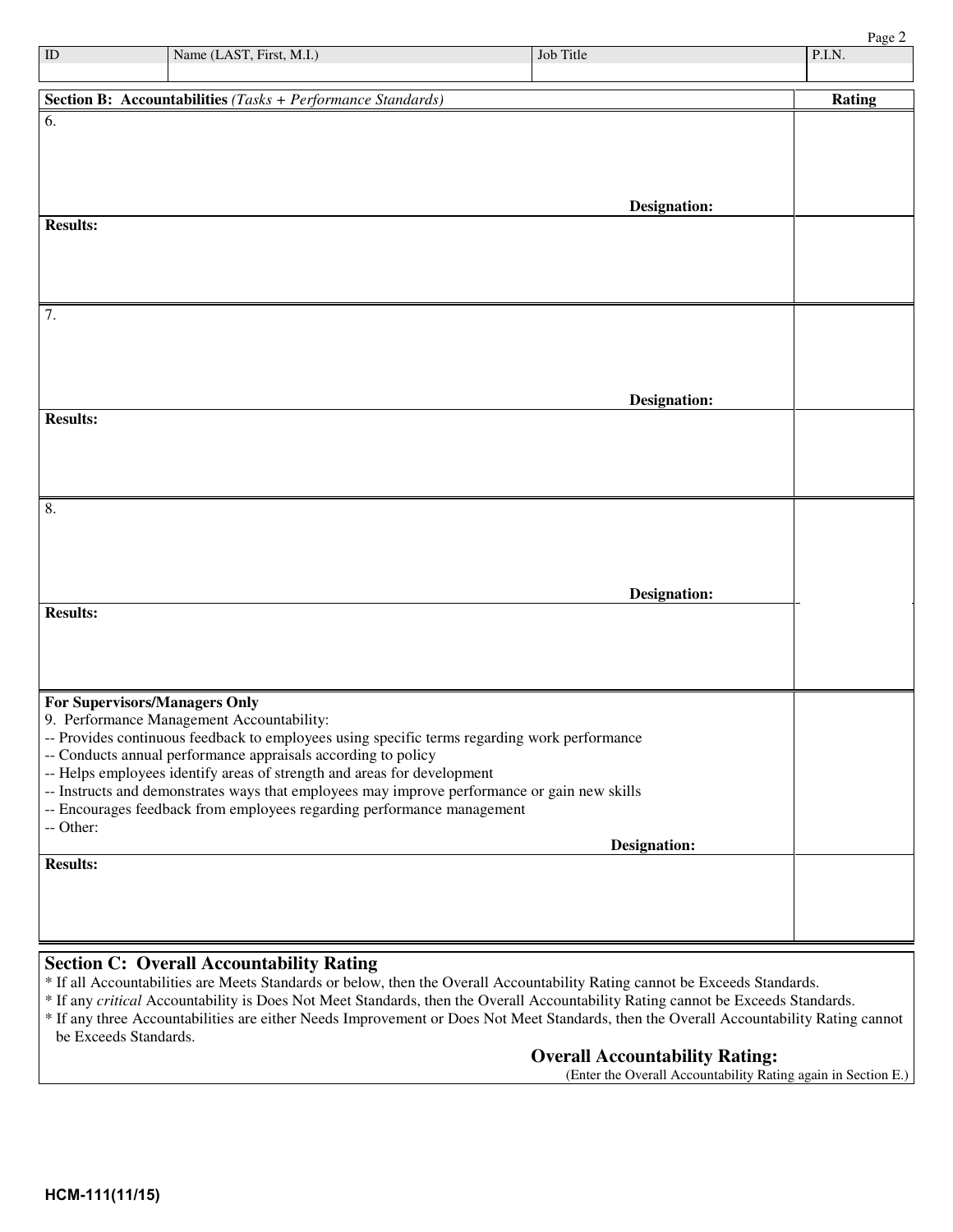| ID | Name (LAST, First, M.I.) | Job Title | P.I.N. |
| --- | --- | --- | --- |
| | | | |

| Section B: Accountabilities *(Tasks + Performance Standards)* | Rating |
| --- | --- |
| 6.<br><br>**Designation:** | |
| **Results:** | |
| 7.<br><br>**Designation:** | |
| **Results:** | |
| 8.<br><br>**Designation:** | |
| **Results:** | |
| **For Supervisors/Managers Only**<br>9. Performance Management Accountability:<br>-- Provides continuous feedback to employees using specific terms regarding work performance<br>-- Conducts annual performance appraisals according to policy<br>-- Helps employees identify areas of strength and areas for development<br>-- Instructs and demonstrates ways that employees may improve performance or gain new skills<br>-- Encourages feedback from employees regarding performance management<br>-- Other:<br>**Designation:** | |
| **Results:** | |

## Section C: Overall Accountability Rating

* If all Accountabilities are Meets Standards or below, then the Overall Accountability Rating cannot be Exceeds Standards.
* If any *critical* Accountability is Does Not Meet Standards, then the Overall Accountability Rating cannot be Exceeds Standards.
* If any three Accountabilities are either Needs Improvement or Does Not Meet Standards, then the Overall Accountability Rating cannot be Exceeds Standards.

**Overall Accountability Rating:**

(Enter the Overall Accountability Rating again in Section E.)

HCM-111(11/15)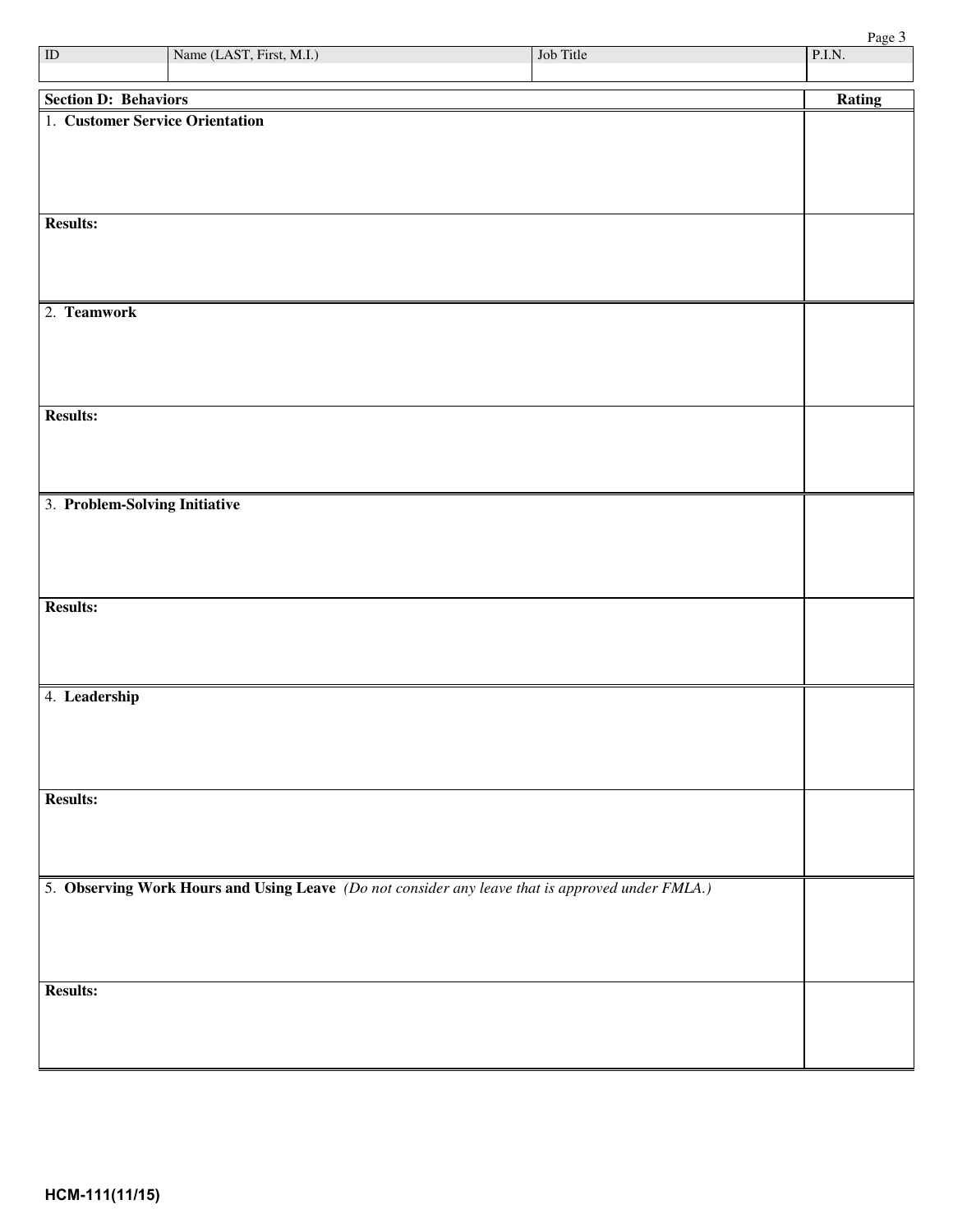| ID | Name (LAST, First, M.I.) | Job Title | P.I.N. |
| --- | --- | --- | --- |
| | | | |

| Section D: Behaviors | Rating |
| --- | --- |
| 1. **Customer Service Orientation** | |
| **Results:** | |
| 2. **Teamwork** | |
| **Results:** | |
| 3. **Problem-Solving Initiative** | |
| **Results:** | |
| 4. **Leadership** | |
| **Results:** | |
| 5. **Observing Work Hours and Using Leave** *(Do not consider any leave that is approved under FMLA.)* | |
| **Results:** | |

**HCM-111(11/15)**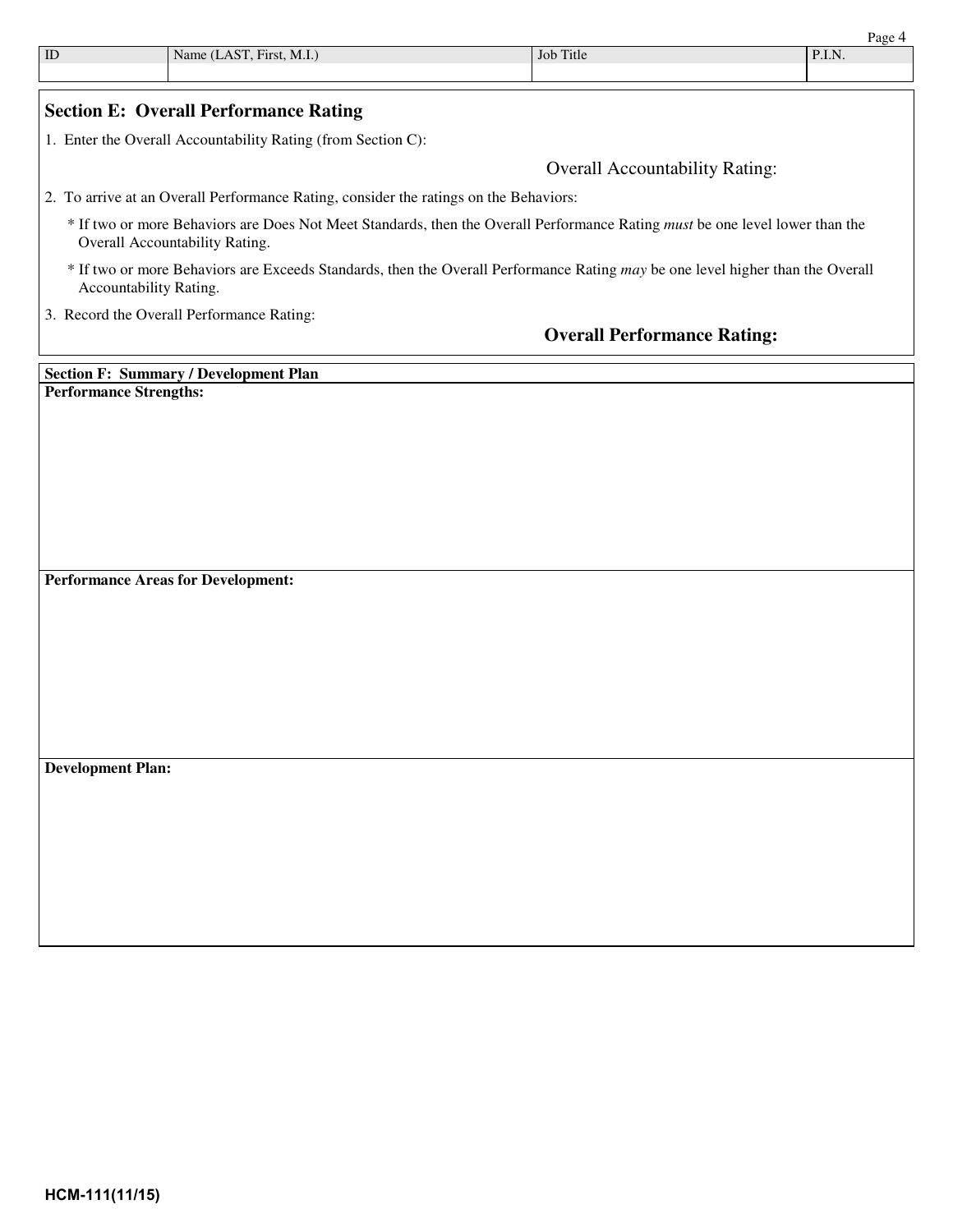| ID | Name (LAST, First, M.I.) | Job Title | P.I.N. |
| --- | --- | --- | --- |
| | | | |

## Section E: Overall Performance Rating

1. Enter the Overall Accountability Rating (from Section C):

   Overall Accountability Rating:

2. To arrive at an Overall Performance Rating, consider the ratings on the Behaviors:

   * If two or more Behaviors are Does Not Meet Standards, then the Overall Performance Rating *must* be one level lower than the Overall Accountability Rating.

   * If two or more Behaviors are Exceeds Standards, then the Overall Performance Rating *may* be one level higher than the Overall Accountability Rating.

3. Record the Overall Performance Rating:

   **Overall Performance Rating:**

## Section F: Summary / Development Plan

**Performance Strengths:**

**Performance Areas for Development:**

**Development Plan:**

HCM-111(11/15)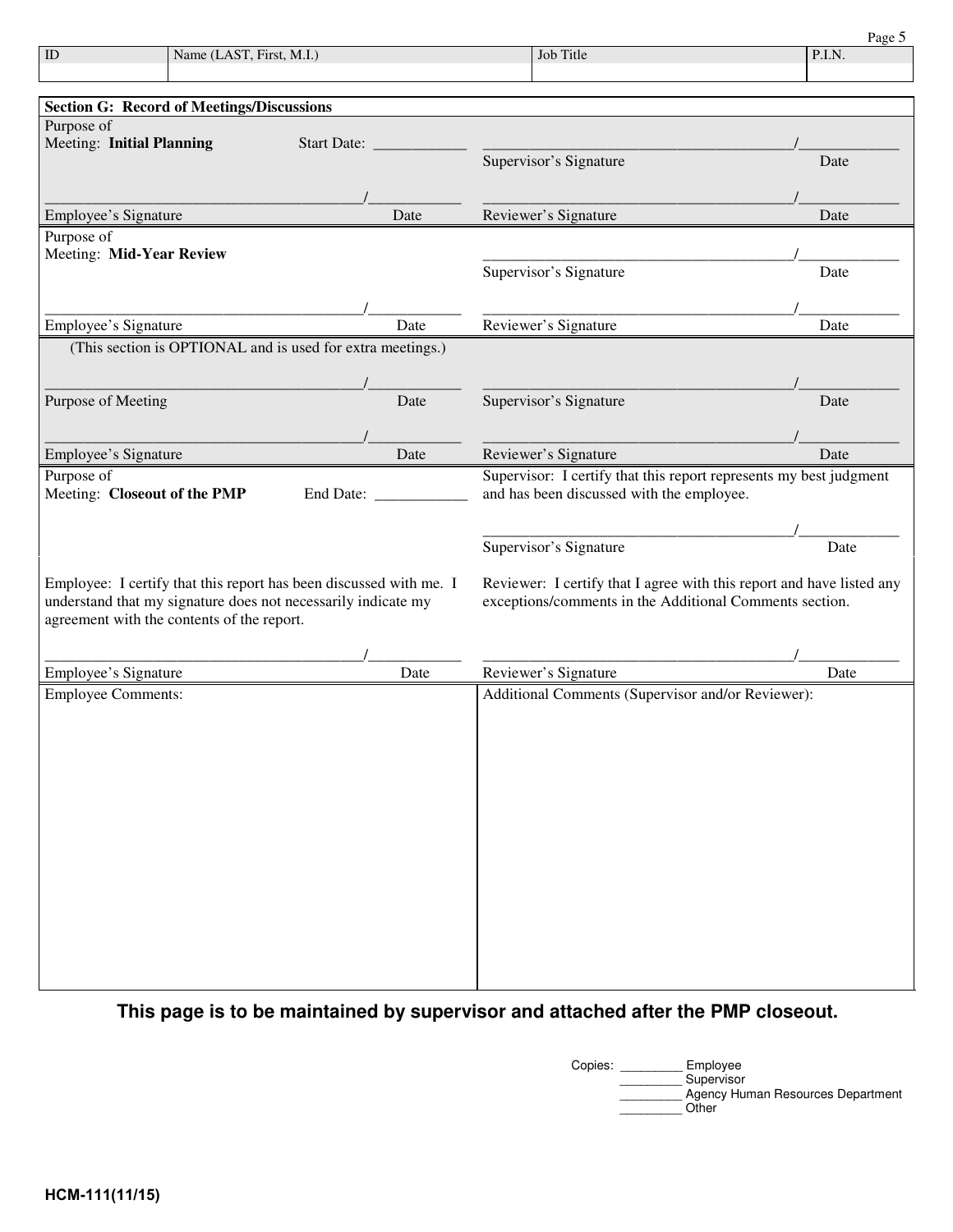| ID | Name (LAST, First, M.I.) | Job Title | P.I.N. |
|---|---|---|---|
| | | | |

**Section G: Record of Meetings/Discussions**

Purpose of Meeting: **Initial Planning** Start Date: ___________

______________________________________/___________
Supervisor's Signature Date

______________________________________/___________
Employee's Signature Date

______________________________________/___________
Reviewer's Signature Date

---

Purpose of Meeting: **Mid-Year Review**

______________________________________/___________
Supervisor's Signature Date

______________________________________/___________
Employee's Signature Date

______________________________________/___________
Reviewer's Signature Date

---

(This section is OPTIONAL and is used for extra meetings.)

______________________________________/___________
Purpose of Meeting Date

______________________________________/___________
Supervisor's Signature Date

______________________________________/___________
Employee's Signature Date

______________________________________/___________
Reviewer's Signature Date

---

Purpose of Meeting: **Closeout of the PMP** End Date: ___________

Supervisor: I certify that this report represents my best judgment and has been discussed with the employee.

______________________________________/___________
Supervisor's Signature Date

Employee: I certify that this report has been discussed with me. I understand that my signature does not necessarily indicate my agreement with the contents of the report.

______________________________________/___________
Employee's Signature Date

Reviewer: I certify that I agree with this report and have listed any exceptions/comments in the Additional Comments section.

______________________________________/___________
Reviewer's Signature Date

---

Employee Comments:

Additional Comments (Supervisor and/or Reviewer):

**This page is to be maintained by supervisor and attached after the PMP closeout.**

Copies: _________ Employee
_________ Supervisor
_________ Agency Human Resources Department
_________ Other

HCM-111(11/15)